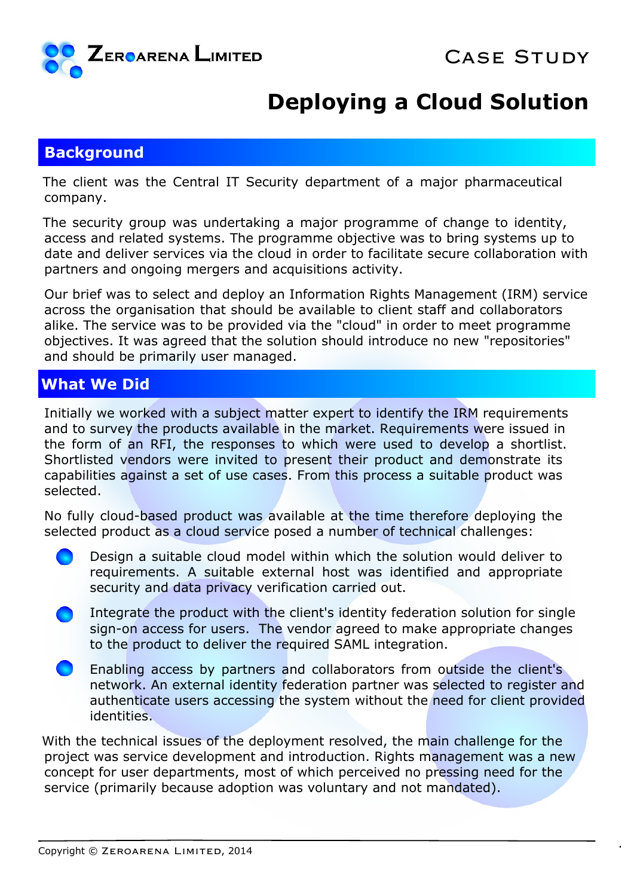ZEROARENA LIMITED

CASE STUDY

# Deploying a Cloud Solution

## Background

The client was the Central IT Security department of a major pharmaceutical company.

The security group was undertaking a major programme of change to identity, access and related systems. The programme objective was to bring systems up to date and deliver services via the cloud in order to facilitate secure collaboration with partners and ongoing mergers and acquisitions activity.

Our brief was to select and deploy an Information Rights Management (IRM) service across the organisation that should be available to client staff and collaborators alike. The service was to be provided via the "cloud" in order to meet programme objectives. It was agreed that the solution should introduce no new "repositories" and should be primarily user managed.

## What We Did

Initially we worked with a subject matter expert to identify the IRM requirements and to survey the products available in the market. Requirements were issued in the form of an RFI, the responses to which were used to develop a shortlist. Shortlisted vendors were invited to present their product and demonstrate its capabilities against a set of use cases. From this process a suitable product was selected.

No fully cloud-based product was available at the time therefore deploying the selected product as a cloud service posed a number of technical challenges:

- Design a suitable cloud model within which the solution would deliver to requirements. A suitable external host was identified and appropriate security and data privacy verification carried out.
- Integrate the product with the client's identity federation solution for single sign-on access for users. The vendor agreed to make appropriate changes to the product to deliver the required SAML integration.
- Enabling access by partners and collaborators from outside the client's network. An external identity federation partner was selected to register and authenticate users accessing the system without the need for client provided identities.

With the technical issues of the deployment resolved, the main challenge for the project was service development and introduction. Rights management was a new concept for user departments, most of which perceived no pressing need for the service (primarily because adoption was voluntary and not mandated).

Copyright © ZEROARENA LIMITED, 2014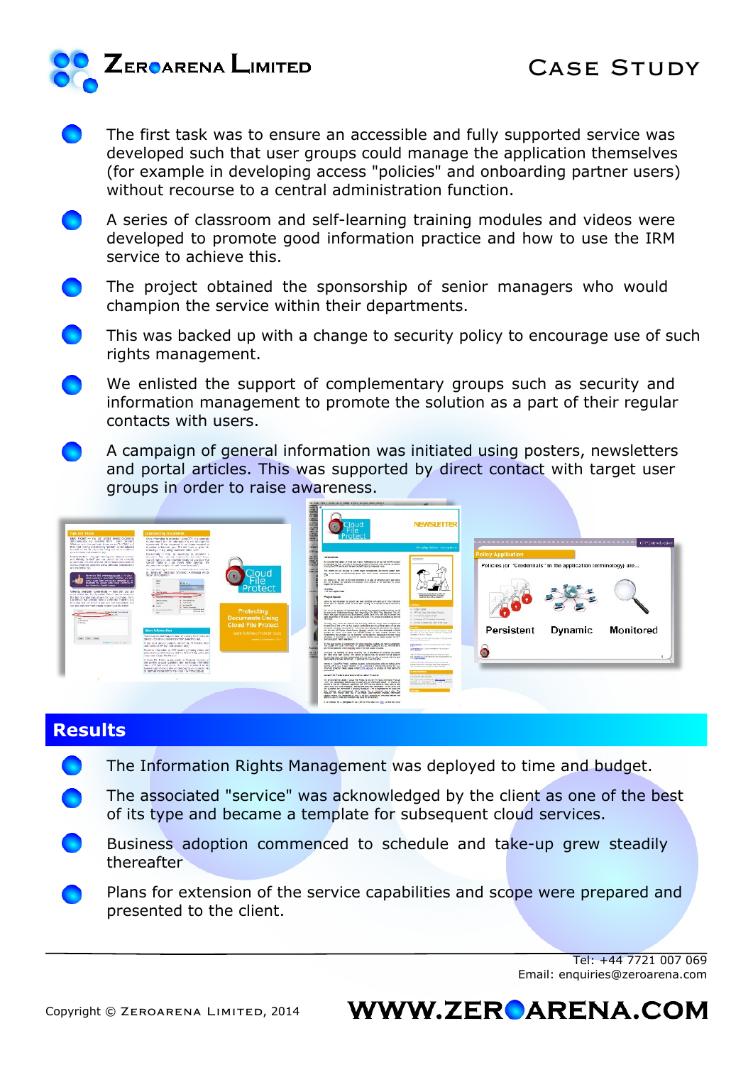- The first task was to ensure an accessible and fully supported service was developed such that user groups could manage the application themselves (for example in developing access "policies" and onboarding partner users) without recourse to a central administration function.
- A series of classroom and self-learning training modules and videos were developed to promote good information practice and how to use the IRM service to achieve this.
- The project obtained the sponsorship of senior managers who would champion the service within their departments.
- This was backed up with a change to security policy to encourage use of such rights management.
- We enlisted the support of complementary groups such as security and information management to promote the solution as a part of their regular contacts with users.
- A campaign of general information was initiated using posters, newsletters and portal articles. This was supported by direct contact with target user groups in order to raise awareness.

## Results

- The Information Rights Management was deployed to time and budget.
- The associated "service" was acknowledged by the client as one of the best of its type and became a template for subsequent cloud services.
- Business adoption commenced to schedule and take-up grew steadily thereafter
- Plans for extension of the service capabilities and scope were prepared and presented to the client.

Tel: +44 7721 007 069
Email: enquiries@zeroarena.com

Copyright © Zeroarena Limited, 2014

WWW.ZEROARENA.COM